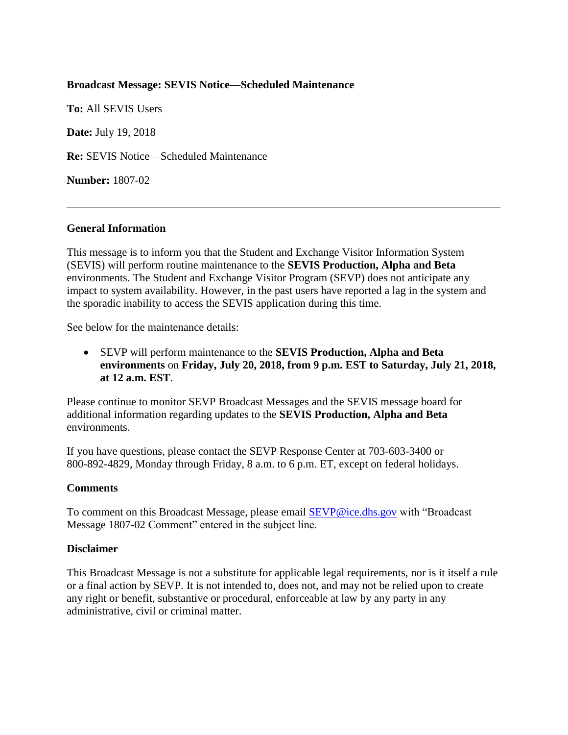**Broadcast Message: SEVIS Notice—Scheduled Maintenance**

**To:** All SEVIS Users

**Date:** July 19, 2018

**Re:** SEVIS Notice—Scheduled Maintenance

**Number:** 1807-02

---

## General Information

This message is to inform you that the Student and Exchange Visitor Information System (SEVIS) will perform routine maintenance to the **SEVIS Production, Alpha and Beta** environments. The Student and Exchange Visitor Program (SEVP) does not anticipate any impact to system availability. However, in the past users have reported a lag in the system and the sporadic inability to access the SEVIS application during this time.

See below for the maintenance details:

- SEVP will perform maintenance to the **SEVIS Production, Alpha and Beta environments** on **Friday, July 20, 2018, from 9 p.m. EST to Saturday, July 21, 2018, at 12 a.m. EST**.

Please continue to monitor SEVP Broadcast Messages and the SEVIS message board for additional information regarding updates to the **SEVIS Production, Alpha and Beta** environments.

If you have questions, please contact the SEVP Response Center at 703-603-3400 or 800-892-4829, Monday through Friday, 8 a.m. to 6 p.m. ET, except on federal holidays.

## Comments

To comment on this Broadcast Message, please email [SEVP@ice.dhs.gov](mailto:SEVP@ice.dhs.gov) with "Broadcast Message 1807-02 Comment" entered in the subject line.

## Disclaimer

This Broadcast Message is not a substitute for applicable legal requirements, nor is it itself a rule or a final action by SEVP. It is not intended to, does not, and may not be relied upon to create any right or benefit, substantive or procedural, enforceable at law by any party in any administrative, civil or criminal matter.